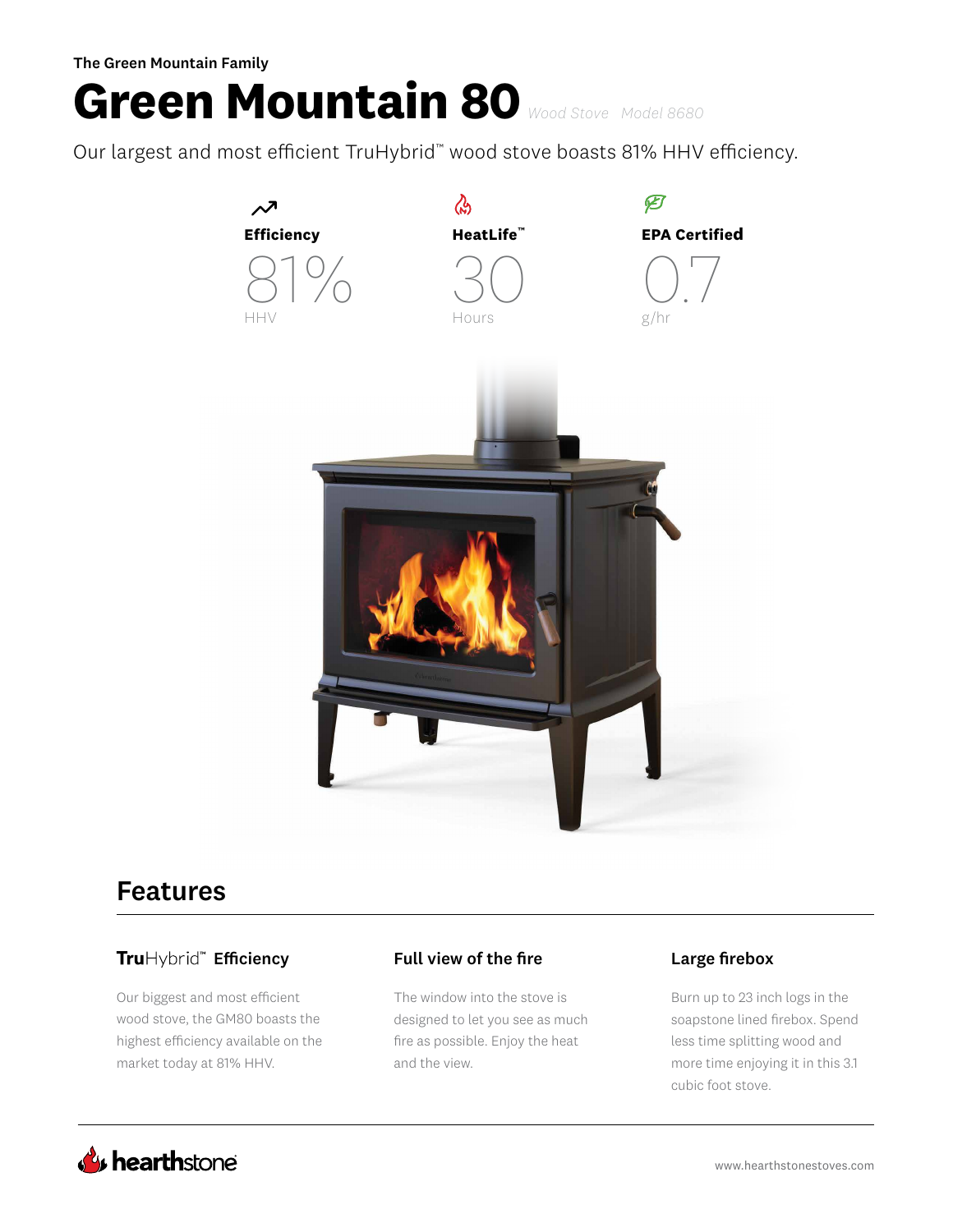The Green Mountain Family

# Green Mountain 80

*Wood Stove   Model 8680*

Our largest and most efficient TruHybrid™ wood stove boasts 81% HHV efficiency.

**Efficiency**

81%

HHV

**HeatLife™**

30

Hours

**EPA Certified**

0.7

g/hr

## Features

### TruHybrid™ Efficiency

Our biggest and most efficient wood stove, the GM80 boasts the highest efficiency available on the market today at 81% HHV.

### Full view of the fire

The window into the stove is designed to let you see as much fire as possible. Enjoy the heat and the view.

### Large firebox

Burn up to 23 inch logs in the soapstone lined firebox. Spend less time splitting wood and more time enjoying it in this 3.1 cubic foot stove.

hearthstone

www.hearthstonestoves.com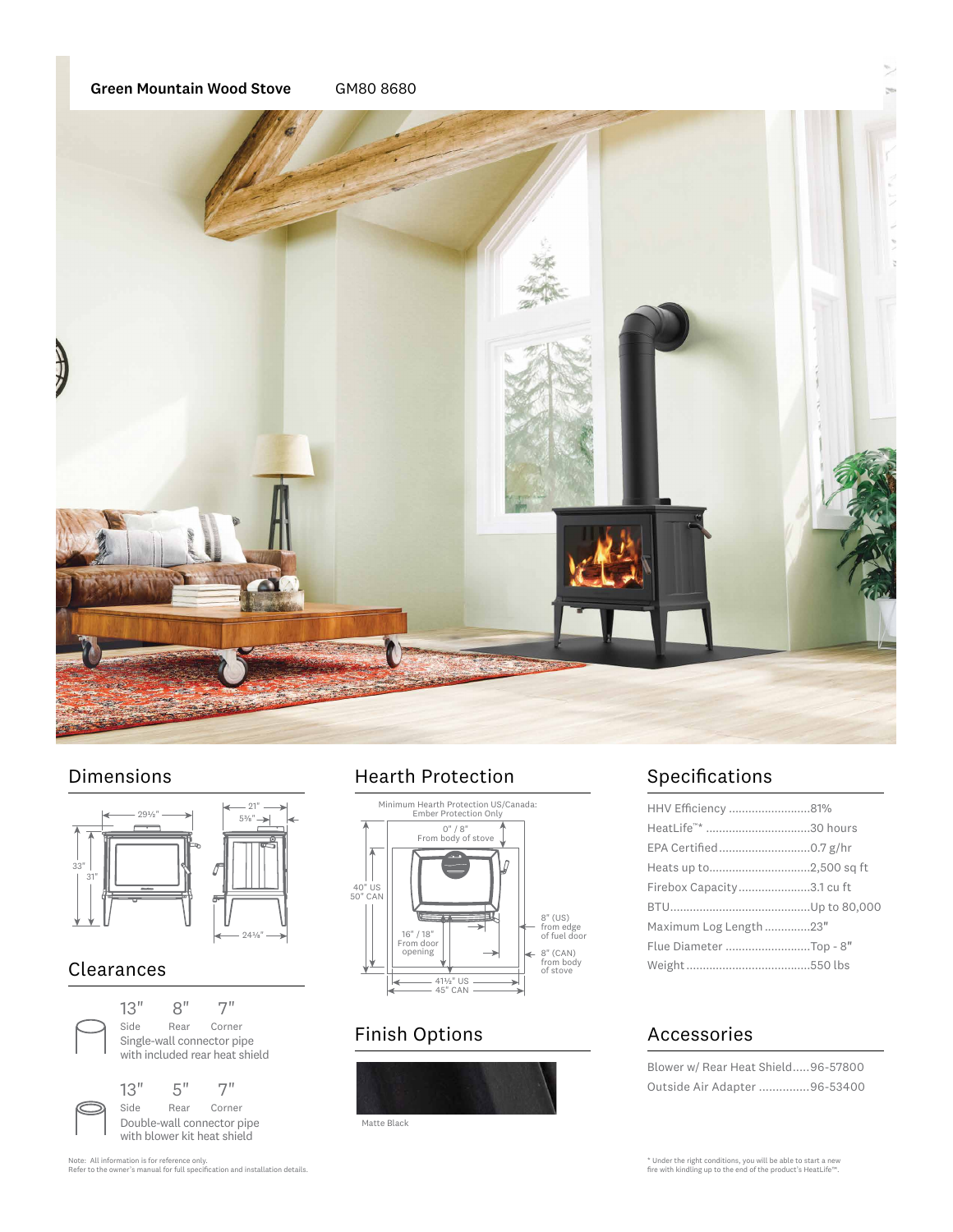**Green Mountain Wood Stove** GM80 8680

## Dimensions

29½"
21"
5⅝"
33"
31"
24⅛"

## Clearances

13" Side | 8" Rear | 7" Corner
Single-wall connector pipe with included rear heat shield

13" Side | 5" Rear | 7" Corner
Double-wall connector pipe with blower kit heat shield

## Hearth Protection

Minimum Hearth Protection US/Canada: Ember Protection Only

0" / 8" From body of stove
40" US
50" CAN
16" / 18" From door opening
8" (US) from edge of fuel door
8" (CAN) from body of stove
41½" US
45" CAN

## Finish Options

Matte Black

## Specifications

| | |
|---|---|
| HHV Efficiency | 81% |
| HeatLife™* | 30 hours |
| EPA Certified | 0.7 g/hr |
| Heats up to | 2,500 sq ft |
| Firebox Capacity | 3.1 cu ft |
| BTU | Up to 80,000 |
| Maximum Log Length | 23" |
| Flue Diameter | Top - 8" |
| Weight | 550 lbs |

## Accessories

| | |
|---|---|
| Blower w/ Rear Heat Shield | 96-57800 |
| Outside Air Adapter | 96-53400 |

Note: All information is for reference only.
Refer to the owner's manual for full specification and installation details.

* Under the right conditions, you will be able to start a new fire with kindling up to the end of the product's HeatLife™.